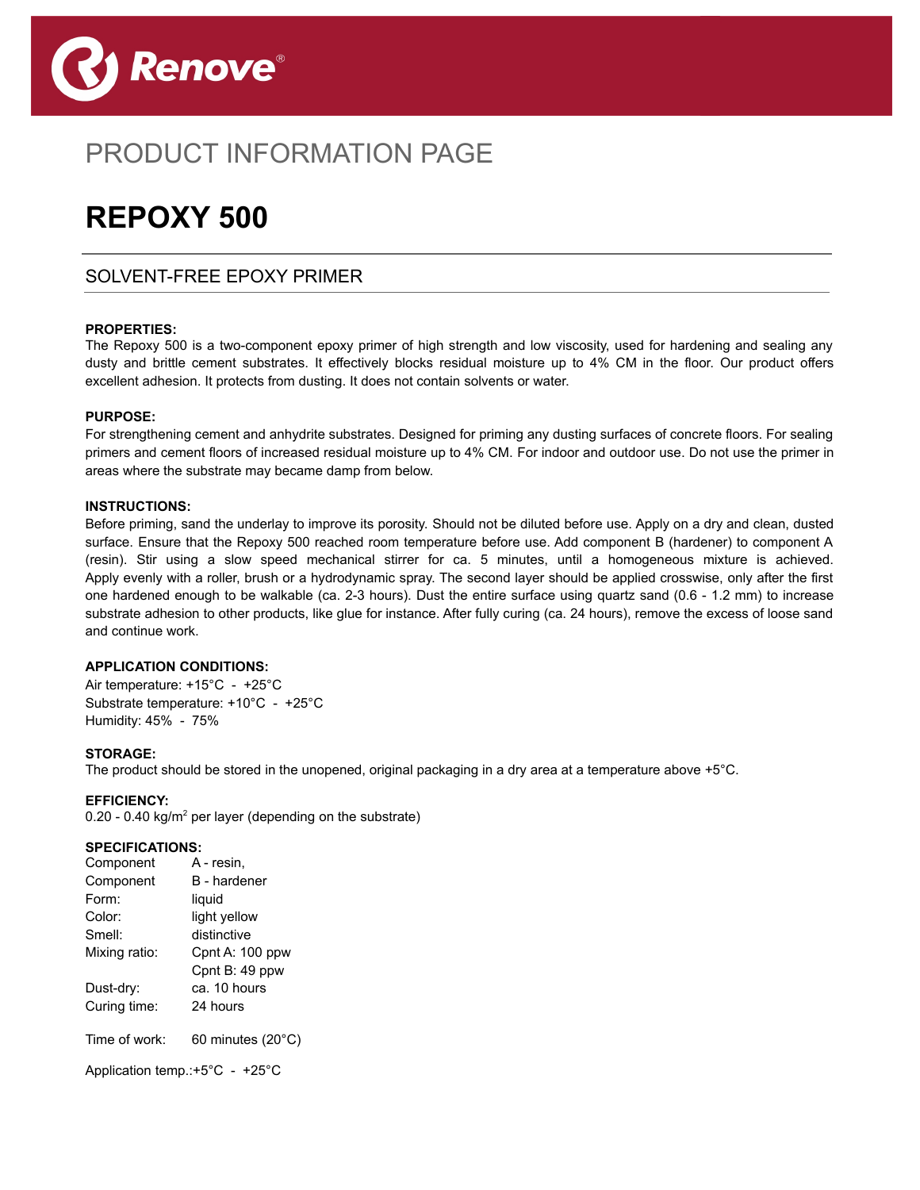Renove®

PRODUCT INFORMATION PAGE

# REPOXY 500

## SOLVENT-FREE EPOXY PRIMER

**PROPERTIES:**
The Repoxy 500 is a two-component epoxy primer of high strength and low viscosity, used for hardening and sealing any dusty and brittle cement substrates. It effectively blocks residual moisture up to 4% CM in the floor. Our product offers excellent adhesion. It protects from dusting. It does not contain solvents or water.

**PURPOSE:**
For strengthening cement and anhydrite substrates. Designed for priming any dusting surfaces of concrete floors. For sealing primers and cement floors of increased residual moisture up to 4% CM. For indoor and outdoor use. Do not use the primer in areas where the substrate may became damp from below.

**INSTRUCTIONS:**
Before priming, sand the underlay to improve its porosity. Should not be diluted before use. Apply on a dry and clean, dusted surface. Ensure that the Repoxy 500 reached room temperature before use. Add component B (hardener) to component A (resin). Stir using a slow speed mechanical stirrer for ca. 5 minutes, until a homogeneous mixture is achieved. Apply evenly with a roller, brush or a hydrodynamic spray. The second layer should be applied crosswise, only after the first one hardened enough to be walkable (ca. 2-3 hours). Dust the entire surface using quartz sand (0.6 - 1.2 mm) to increase substrate adhesion to other products, like glue for instance. After fully curing (ca. 24 hours), remove the excess of loose sand and continue work.

**APPLICATION CONDITIONS:**
Air temperature: +15°C - +25°C
Substrate temperature: +10°C - +25°C
Humidity: 45% - 75%

**STORAGE:**
The product should be stored in the unopened, original packaging in a dry area at a temperature above +5°C.

**EFFICIENCY:**
0.20 - 0.40 kg/m$^2$ per layer (depending on the substrate)

**SPECIFICATIONS:**

| | |
|---|---|
| Component | A - resin, |
| Component | B - hardener |
| Form: | liquid |
| Color: | light yellow |
| Smell: | distinctive |
| Mixing ratio: | Cpnt A: 100 ppw<br>Cpnt B: 49 ppw |
| Dust-dry: | ca. 10 hours |
| Curing time: | 24 hours |
| Time of work: | 60 minutes (20°C) |
| Application temp.: | +5°C - +25°C |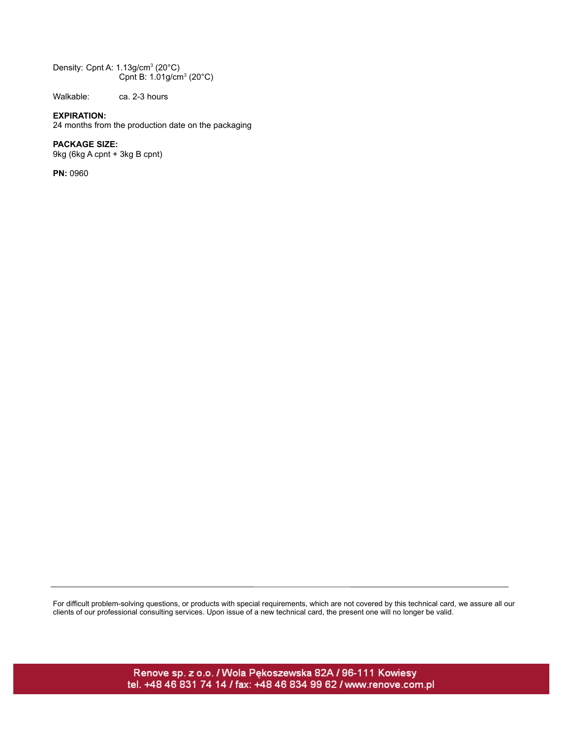Density: Cpnt A: 1.13g/cm$^3$ (20°C)
Cpnt B: 1.01g/cm$^3$ (20°C)

Walkable: ca. 2-3 hours

**EXPIRATION:**
24 months from the production date on the packaging

**PACKAGE SIZE:**
9kg (6kg A cpnt + 3kg B cpnt)

**PN:** 0960

---

For difficult problem-solving questions, or products with special requirements, which are not covered by this technical card, we assure all our clients of our professional consulting services. Upon issue of a new technical card, the present one will no longer be valid.

Renove sp. z o.o. / Wola Pękoszewska 82A / 96-111 Kowiesy
tel. +48 46 831 74 14 / fax: +48 46 834 99 62 / www.renove.com.pl